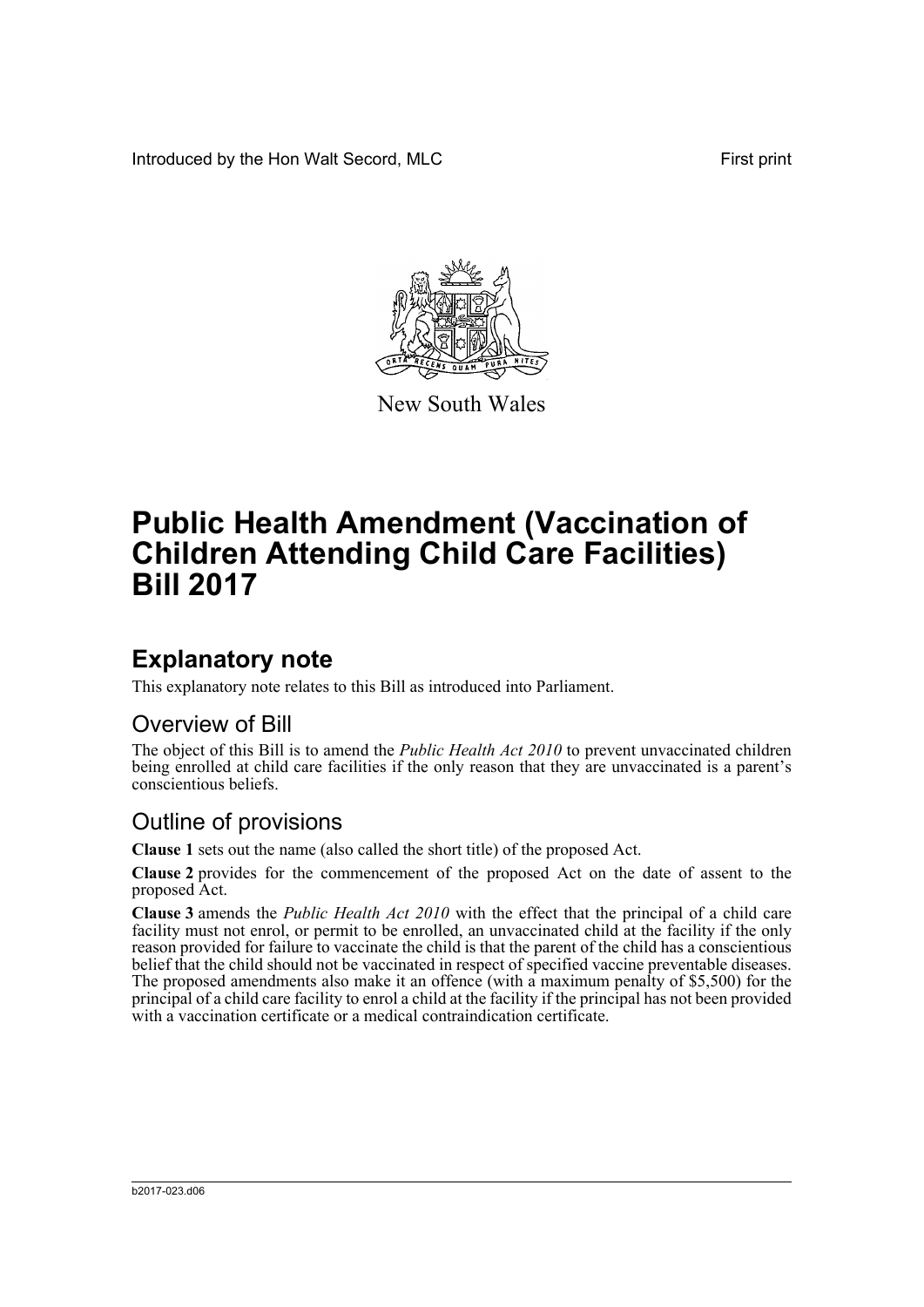Introduced by the Hon Walt Secord, MLC First print

New South Wales

# Public Health Amendment (Vaccination of Children Attending Child Care Facilities) Bill 2017

## Explanatory note

This explanatory note relates to this Bill as introduced into Parliament.

### Overview of Bill

The object of this Bill is to amend the *Public Health Act 2010* to prevent unvaccinated children being enrolled at child care facilities if the only reason that they are unvaccinated is a parent's conscientious beliefs.

### Outline of provisions

**Clause 1** sets out the name (also called the short title) of the proposed Act.

**Clause 2** provides for the commencement of the proposed Act on the date of assent to the proposed Act.

**Clause 3** amends the *Public Health Act 2010* with the effect that the principal of a child care facility must not enrol, or permit to be enrolled, an unvaccinated child at the facility if the only reason provided for failure to vaccinate the child is that the parent of the child has a conscientious belief that the child should not be vaccinated in respect of specified vaccine preventable diseases. The proposed amendments also make it an offence (with a maximum penalty of $5,500) for the principal of a child care facility to enrol a child at the facility if the principal has not been provided with a vaccination certificate or a medical contraindication certificate.

b2017-023.d06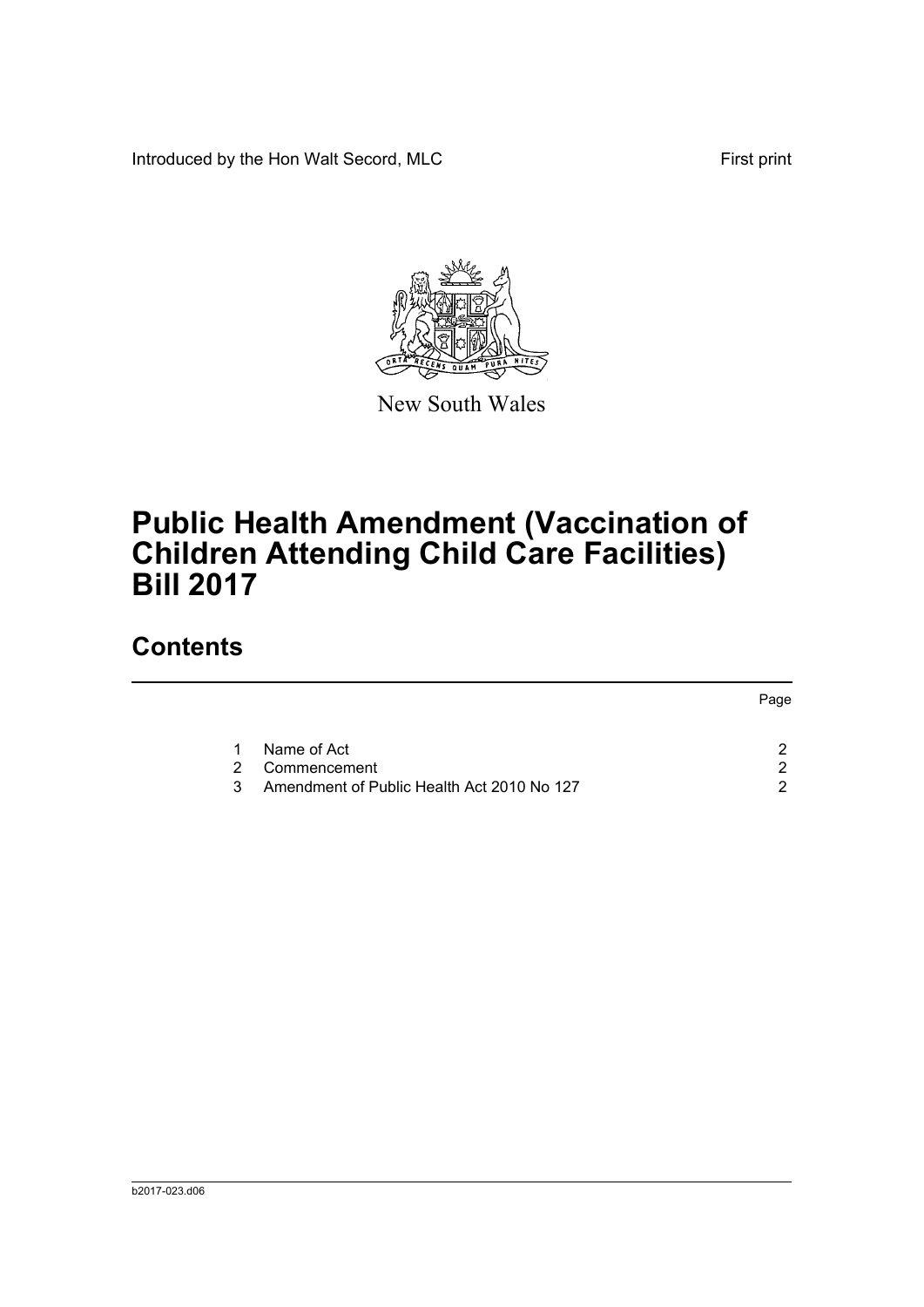Introduced by the Hon Walt Secord, MLC First print

New South Wales

# Public Health Amendment (Vaccination of Children Attending Child Care Facilities) Bill 2017

## Contents

| | | Page |
|---|---|---|
| 1 | Name of Act | 2 |
| 2 | Commencement | 2 |
| 3 | Amendment of Public Health Act 2010 No 127 | 2 |

b2017-023.d06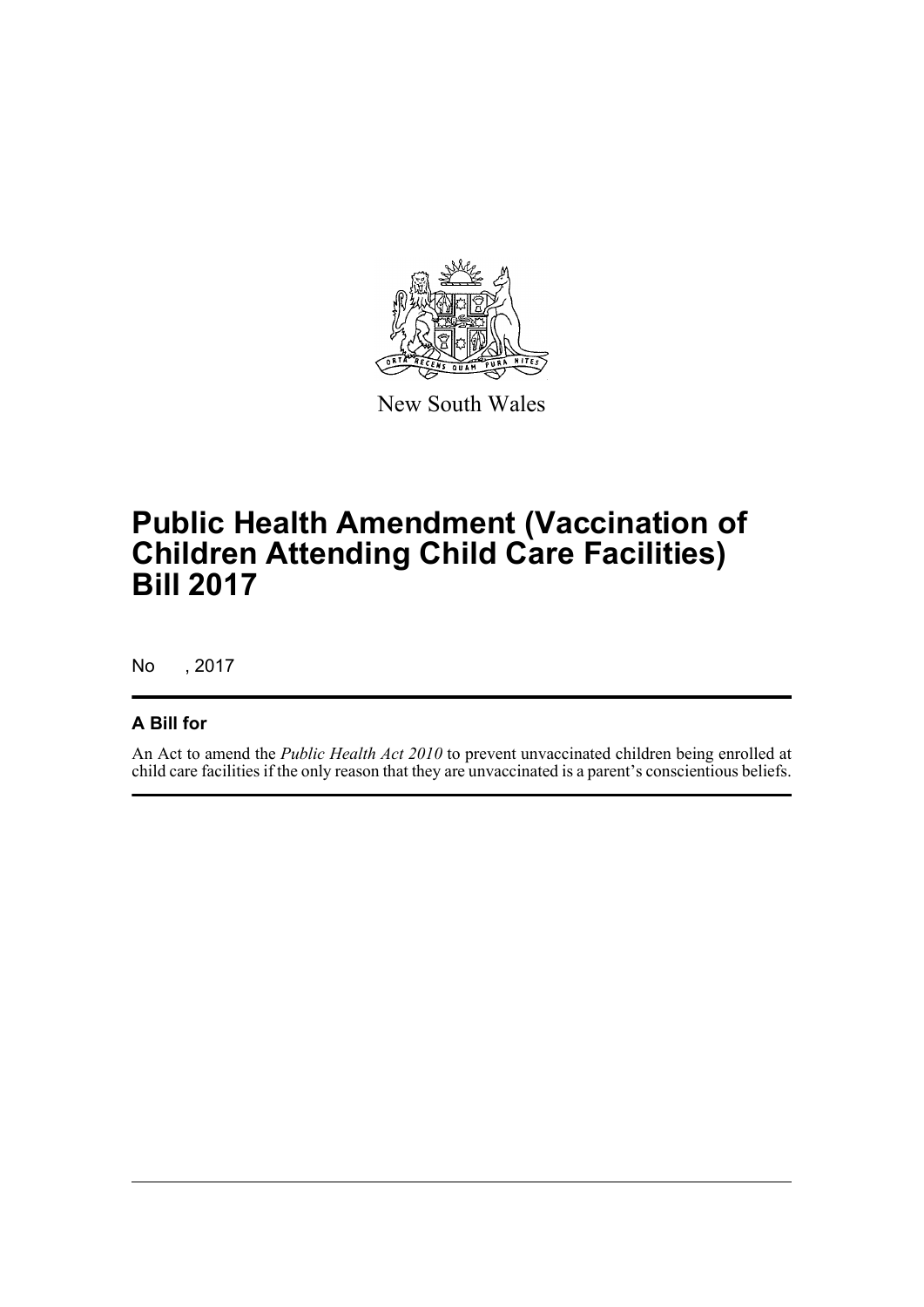New South Wales

# Public Health Amendment (Vaccination of Children Attending Child Care Facilities) Bill 2017

No , 2017

## A Bill for

An Act to amend the *Public Health Act 2010* to prevent unvaccinated children being enrolled at child care facilities if the only reason that they are unvaccinated is a parent's conscientious beliefs.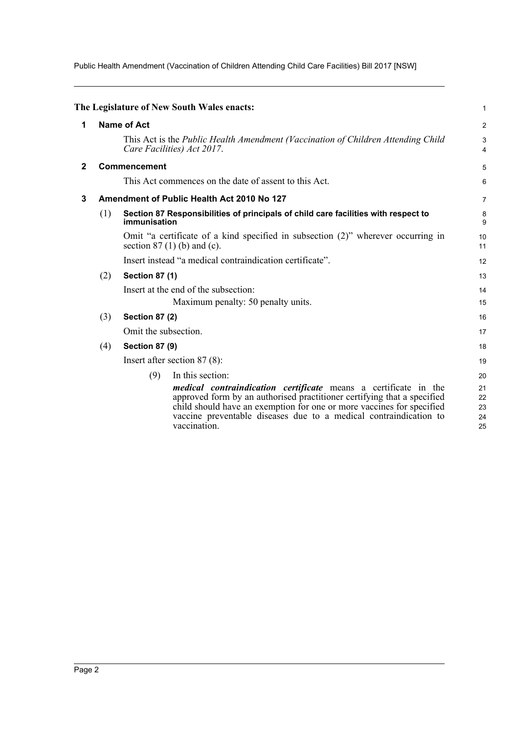**The Legislature of New South Wales enacts:**

## 1 Name of Act

This Act is the *Public Health Amendment (Vaccination of Children Attending Child Care Facilities) Act 2017*.

## 2 Commencement

This Act commences on the date of assent to this Act.

## 3 Amendment of Public Health Act 2010 No 127

(1) **Section 87 Responsibilities of principals of child care facilities with respect to immunisation**

Omit "a certificate of a kind specified in subsection (2)" wherever occurring in section 87 (1) (b) and (c).

Insert instead "a medical contraindication certificate".

(2) **Section 87 (1)**

Insert at the end of the subsection:

Maximum penalty: 50 penalty units.

(3) **Section 87 (2)**

Omit the subsection.

(4) **Section 87 (9)**

Insert after section 87 (8):

(9) In this section:

***medical contraindication certificate*** means a certificate in the approved form by an authorised practitioner certifying that a specified child should have an exemption for one or more vaccines for specified vaccine preventable diseases due to a medical contraindication to vaccination.